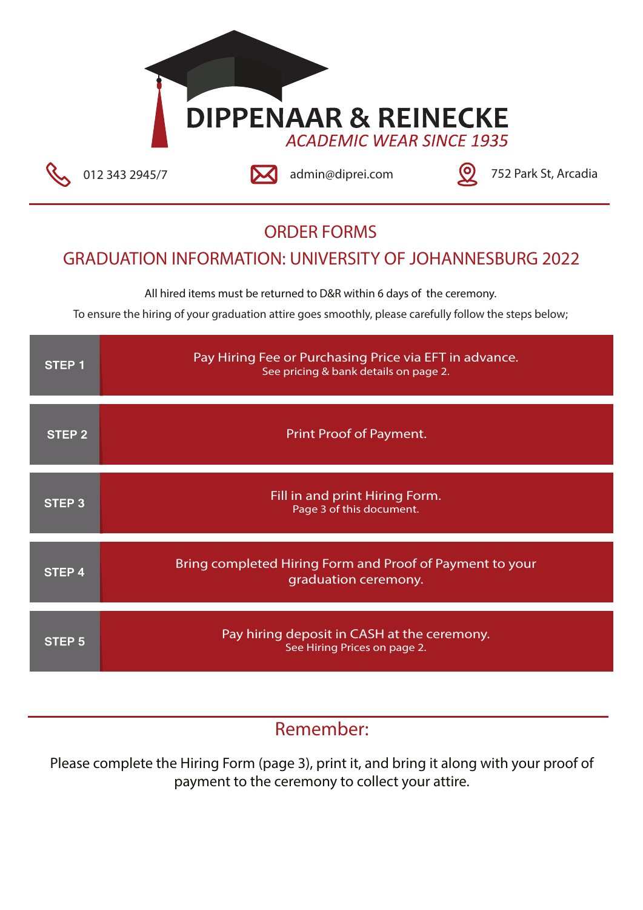# DIPPENAAR & REINECKE

*ACADEMIC WEAR SINCE 1935*

012 343 2945/7 | admin@diprei.com | 752 Park St, Arcadia

## ORDER FORMS

## GRADUATION INFORMATION: UNIVERSITY OF JOHANNESBURG 2022

All hired items must be returned to D&R within 6 days of the ceremony.

To ensure the hiring of your graduation attire goes smoothly, please carefully follow the steps below;

**STEP 1** — Pay Hiring Fee or Purchasing Price via EFT in advance.
See pricing & bank details on page 2.

**STEP 2** — Print Proof of Payment.

**STEP 3** — Fill in and print Hiring Form.
Page 3 of this document.

**STEP 4** — Bring completed Hiring Form and Proof of Payment to your graduation ceremony.

**STEP 5** — Pay hiring deposit in CASH at the ceremony.
See Hiring Prices on page 2.

## Remember:

Please complete the Hiring Form (page 3), print it, and bring it along with your proof of payment to the ceremony to collect your attire.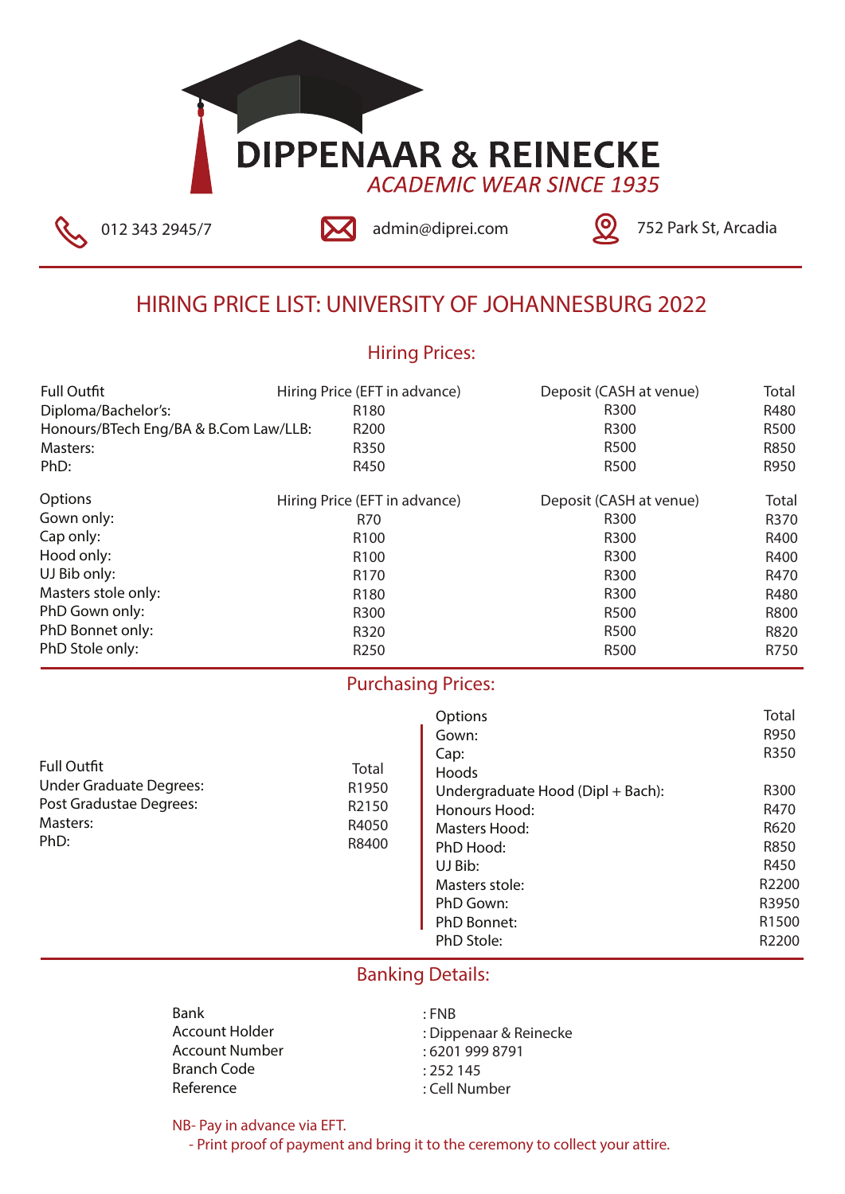# DIPPENAAR & REINECKE

*ACADEMIC WEAR SINCE 1935*

012 343 2945/7 | admin@diprei.com | 752 Park St, Arcadia

## HIRING PRICE LIST: UNIVERSITY OF JOHANNESBURG 2022

### Hiring Prices:

| Full Outfit | Hiring Price (EFT in advance) | Deposit (CASH at venue) | Total |
|---|---|---|---|
| Diploma/Bachelor's: | R180 | R300 | R480 |
| Honours/BTech Eng/BA & B.Com Law/LLB: | R200 | R300 | R500 |
| Masters: | R350 | R500 | R850 |
| PhD: | R450 | R500 | R950 |

| Options | Hiring Price (EFT in advance) | Deposit (CASH at venue) | Total |
|---|---|---|---|
| Gown only: | R70 | R300 | R370 |
| Cap only: | R100 | R300 | R400 |
| Hood only: | R100 | R300 | R400 |
| UJ Bib only: | R170 | R300 | R470 |
| Masters stole only: | R180 | R300 | R480 |
| PhD Gown only: | R300 | R500 | R800 |
| PhD Bonnet only: | R320 | R500 | R820 |
| PhD Stole only: | R250 | R500 | R750 |

### Purchasing Prices:

| Full Outfit | Total |
|---|---|
| Under Graduate Degrees: | R1950 |
| Post Gradustae Degrees: | R2150 |
| Masters: | R4050 |
| PhD: | R8400 |

| Options | Total |
|---|---|
| Gown: | R950 |
| Cap: | R350 |
| Hoods | |
| Undergraduate Hood (Dipl + Bach): | R300 |
| Honours Hood: | R470 |
| Masters Hood: | R620 |
| PhD Hood: | R850 |
| UJ Bib: | R450 |
| Masters stole: | R2200 |
| PhD Gown: | R3950 |
| PhD Bonnet: | R1500 |
| PhD Stole: | R2200 |

### Banking Details:

| | |
|---|---|
| Bank | : FNB |
| Account Holder | : Dippenaar & Reinecke |
| Account Number | : 6201 999 8791 |
| Branch Code | : 252 145 |
| Reference | : Cell Number |

NB- Pay in advance via EFT.

- Print proof of payment and bring it to the ceremony to collect your attire.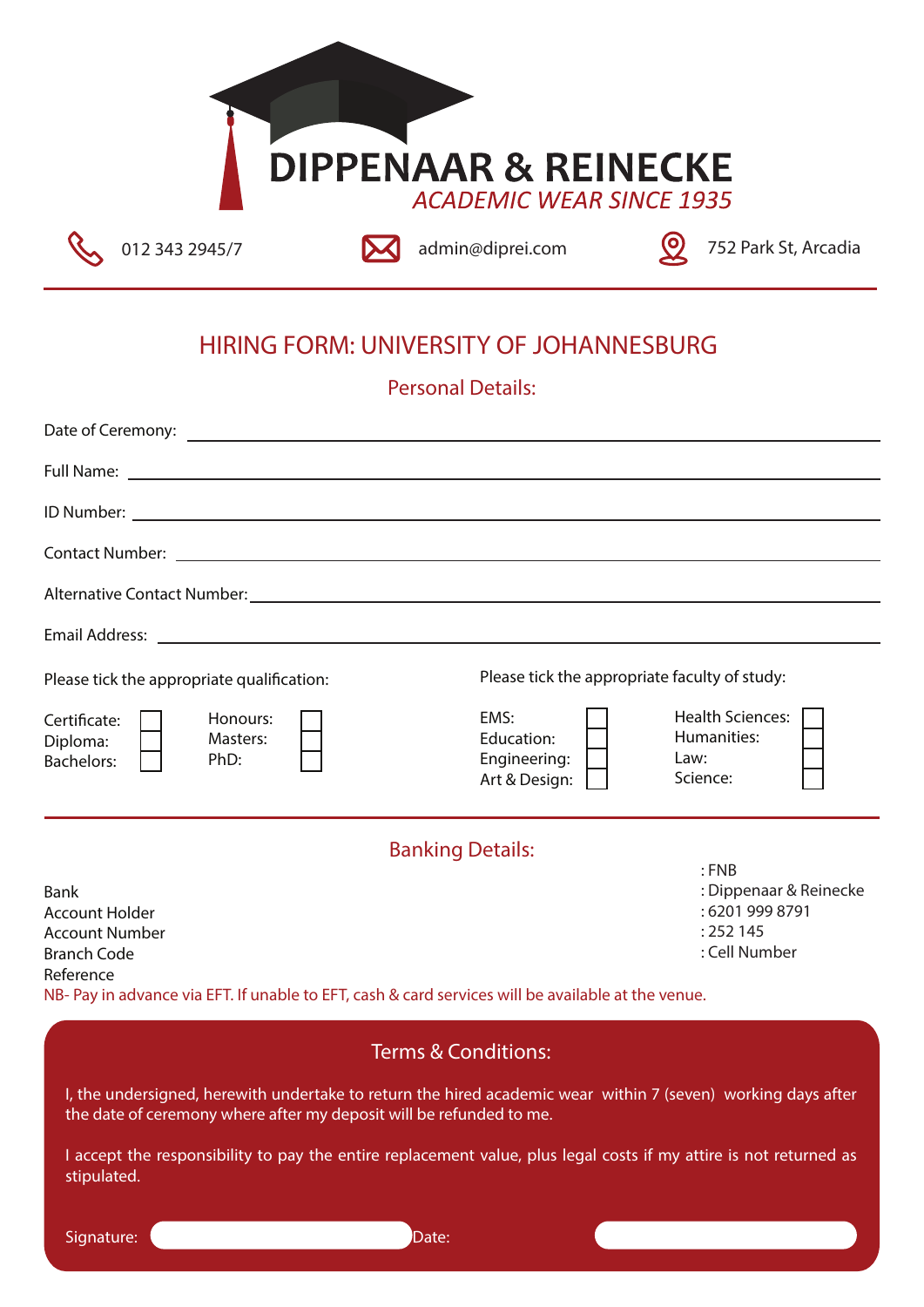# DIPPENAAR & REINECKE

*ACADEMIC WEAR SINCE 1935*

012 343 2945/7 | admin@diprei.com | 752 Park St, Arcadia

## HIRING FORM: UNIVERSITY OF JOHANNESBURG

### Personal Details:

Date of Ceremony: ____________________

Full Name: ____________________

ID Number: ____________________

Contact Number: ____________________

Alternative Contact Number: ____________________

Email Address: ____________________

Please tick the appropriate qualification:

- Certificate: ☐
- Diploma: ☐
- Bachelors: ☐
- Honours: ☐
- Masters: ☐
- PhD: ☐

Please tick the appropriate faculty of study:

- EMS: ☐
- Education: ☐
- Engineering: ☐
- Art & Design: ☐
- Health Sciences: ☐
- Humanities: ☐
- Law: ☐
- Science: ☐

### Banking Details:

| | |
|---|---|
| Bank | : FNB |
| Account Holder | : Dippenaar & Reinecke |
| Account Number | : 6201 999 8791 |
| Branch Code | : 252 145 |
| Reference | : Cell Number |

NB- Pay in advance via EFT. If unable to EFT, cash & card services will be available at the venue.

### Terms & Conditions:

I, the undersigned, herewith undertake to return the hired academic wear within 7 (seven) working days after the date of ceremony where after my deposit will be refunded to me.

I accept the responsibility to pay the entire replacement value, plus legal costs if my attire is not returned as stipulated.

Signature: ____________________ Date: ____________________